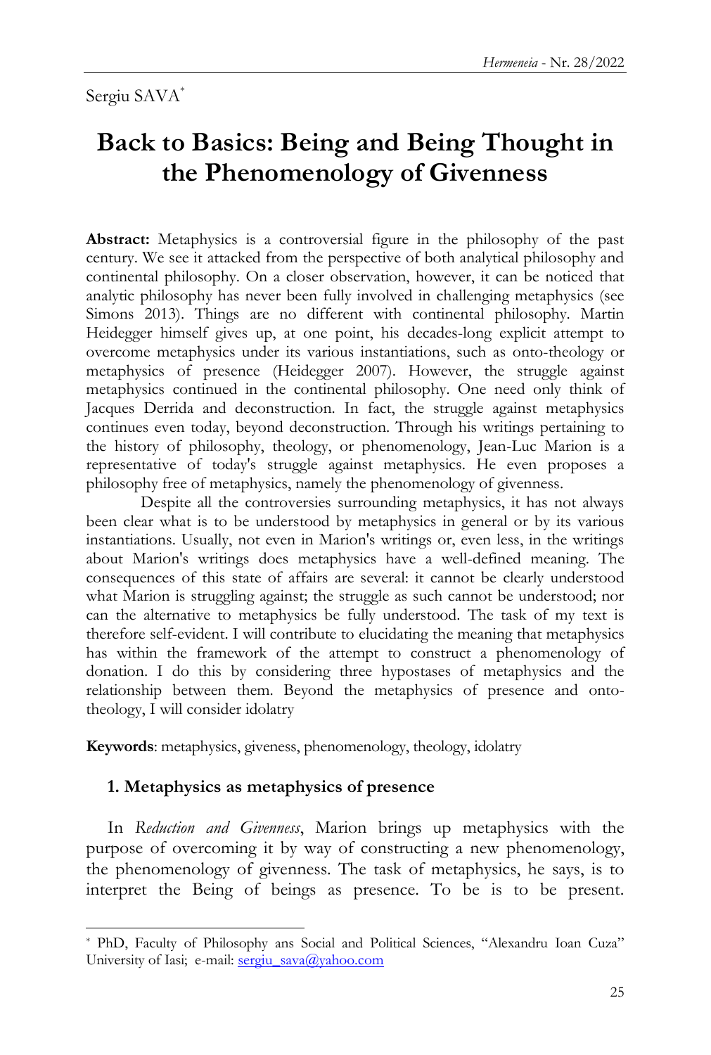Sergiu SAVA[*]

# Back to Basics: Being and Being Thought in the Phenomenology of Givenness

**Abstract:** Metaphysics is a controversial figure in the philosophy of the past century. We see it attacked from the perspective of both analytical philosophy and continental philosophy. On a closer observation, however, it can be noticed that analytic philosophy has never been fully involved in challenging metaphysics (see Simons 2013). Things are no different with continental philosophy. Martin Heidegger himself gives up, at one point, his decades-long explicit attempt to overcome metaphysics under its various instantiations, such as onto-theology or metaphysics of presence (Heidegger 2007). However, the struggle against metaphysics continued in the continental philosophy. One need only think of Jacques Derrida and deconstruction. In fact, the struggle against metaphysics continues even today, beyond deconstruction. Through his writings pertaining to the history of philosophy, theology, or phenomenology, Jean-Luc Marion is a representative of today's struggle against metaphysics. He even proposes a philosophy free of metaphysics, namely the phenomenology of givenness.

Despite all the controversies surrounding metaphysics, it has not always been clear what is to be understood by metaphysics in general or by its various instantiations. Usually, not even in Marion's writings or, even less, in the writings about Marion's writings does metaphysics have a well-defined meaning. The consequences of this state of affairs are several: it cannot be clearly understood what Marion is struggling against; the struggle as such cannot be understood; nor can the alternative to metaphysics be fully understood. The task of my text is therefore self-evident. I will contribute to elucidating the meaning that metaphysics has within the framework of the attempt to construct a phenomenology of donation. I do this by considering three hypostases of metaphysics and the relationship between them. Beyond the metaphysics of presence and onto-theology, I will consider idolatry

**Keywords**: metaphysics, giveness, phenomenology, theology, idolatry

## 1. Metaphysics as metaphysics of presence

In *Reduction and Givenness*, Marion brings up metaphysics with the purpose of overcoming it by way of constructing a new phenomenology, the phenomenology of givenness. The task of metaphysics, he says, is to interpret the Being of beings as presence. To be is to be present.

[*] PhD, Faculty of Philosophy ans Social and Political Sciences, "Alexandru Ioan Cuza" University of Iasi; e-mail: sergiu_sava@yahoo.com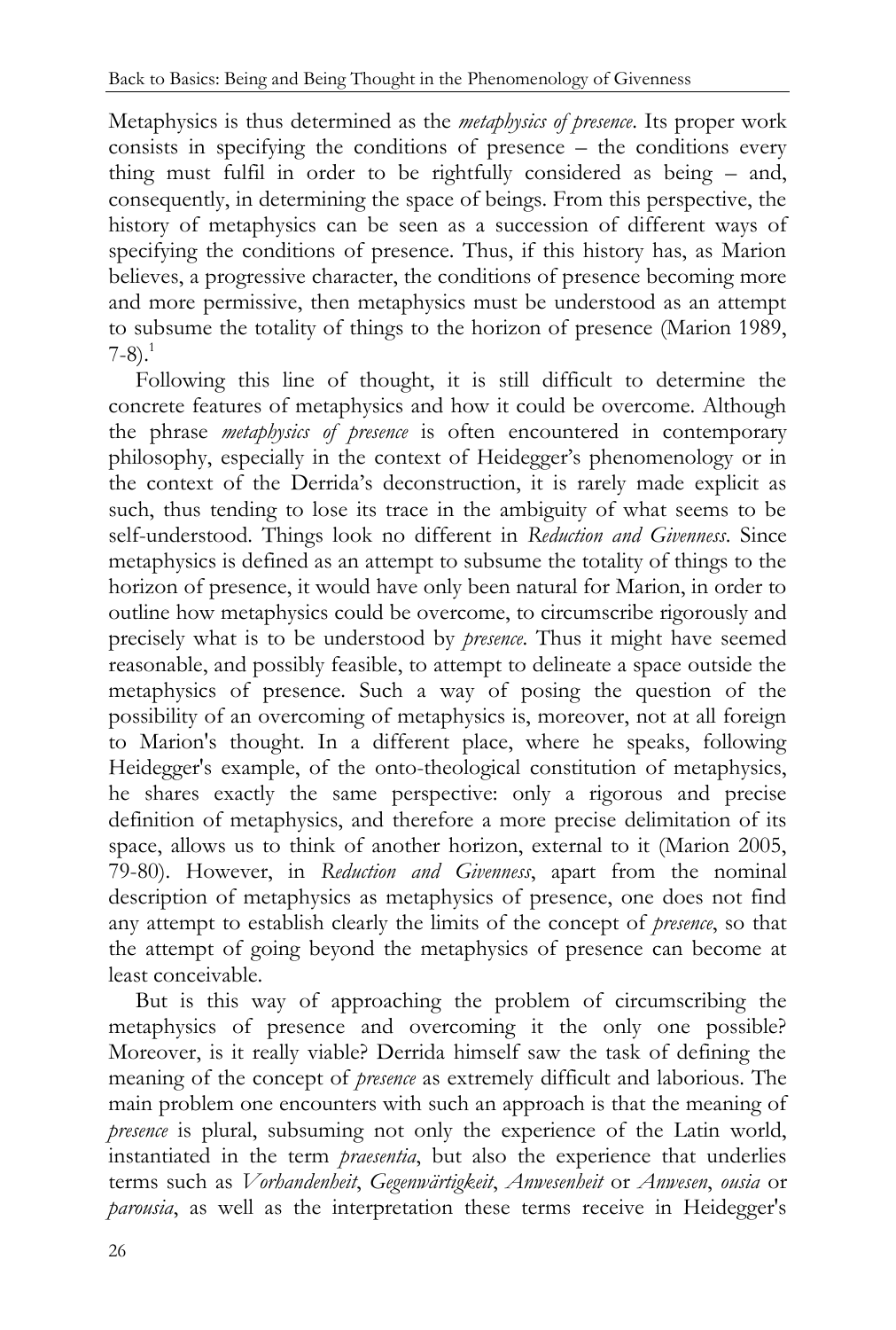Metaphysics is thus determined as the *metaphysics of presence*. Its proper work consists in specifying the conditions of presence – the conditions every thing must fulfil in order to be rightfully considered as being – and, consequently, in determining the space of beings. From this perspective, the history of metaphysics can be seen as a succession of different ways of specifying the conditions of presence. Thus, if this history has, as Marion believes, a progressive character, the conditions of presence becoming more and more permissive, then metaphysics must be understood as an attempt to subsume the totality of things to the horizon of presence (Marion 1989, 7-8).[1]

Following this line of thought, it is still difficult to determine the concrete features of metaphysics and how it could be overcome. Although the phrase *metaphysics of presence* is often encountered in contemporary philosophy, especially in the context of Heidegger's phenomenology or in the context of the Derrida's deconstruction, it is rarely made explicit as such, thus tending to lose its trace in the ambiguity of what seems to be self-understood. Things look no different in *Reduction and Givenness*. Since metaphysics is defined as an attempt to subsume the totality of things to the horizon of presence, it would have only been natural for Marion, in order to outline how metaphysics could be overcome, to circumscribe rigorously and precisely what is to be understood by *presence*. Thus it might have seemed reasonable, and possibly feasible, to attempt to delineate a space outside the metaphysics of presence. Such a way of posing the question of the possibility of an overcoming of metaphysics is, moreover, not at all foreign to Marion's thought. In a different place, where he speaks, following Heidegger's example, of the onto-theological constitution of metaphysics, he shares exactly the same perspective: only a rigorous and precise definition of metaphysics, and therefore a more precise delimitation of its space, allows us to think of another horizon, external to it (Marion 2005, 79-80). However, in *Reduction and Givenness*, apart from the nominal description of metaphysics as metaphysics of presence, one does not find any attempt to establish clearly the limits of the concept of *presence*, so that the attempt of going beyond the metaphysics of presence can become at least conceivable.

But is this way of approaching the problem of circumscribing the metaphysics of presence and overcoming it the only one possible? Moreover, is it really viable? Derrida himself saw the task of defining the meaning of the concept of *presence* as extremely difficult and laborious. The main problem one encounters with such an approach is that the meaning of *presence* is plural, subsuming not only the experience of the Latin world, instantiated in the term *praesentia*, but also the experience that underlies terms such as *Vorhandenheit*, *Gegenwärtigkeit*, *Anwesenheit* or *Anwesen*, *ousia* or *parousia*, as well as the interpretation these terms receive in Heidegger's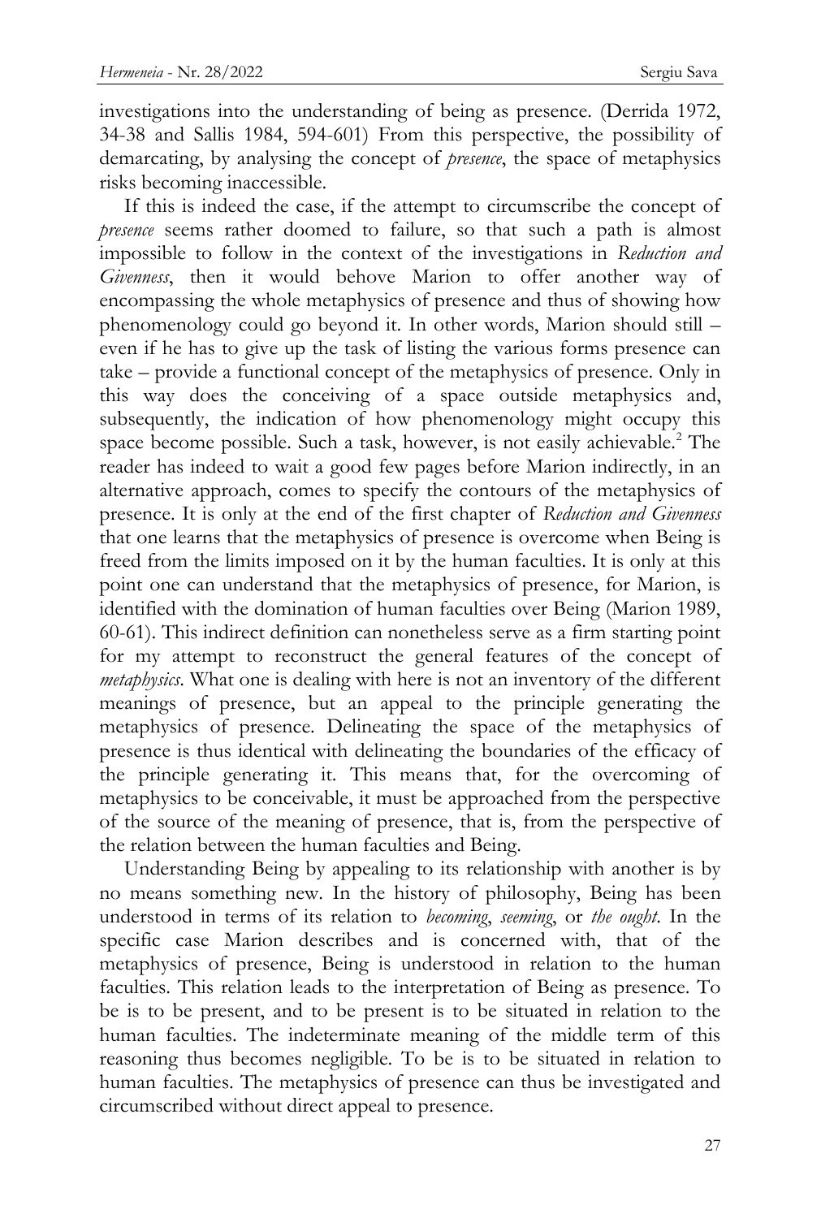investigations into the understanding of being as presence. (Derrida 1972, 34-38 and Sallis 1984, 594-601) From this perspective, the possibility of demarcating, by analysing the concept of *presence*, the space of metaphysics risks becoming inaccessible.

If this is indeed the case, if the attempt to circumscribe the concept of *presence* seems rather doomed to failure, so that such a path is almost impossible to follow in the context of the investigations in *Reduction and Givenness*, then it would behove Marion to offer another way of encompassing the whole metaphysics of presence and thus of showing how phenomenology could go beyond it. In other words, Marion should still – even if he has to give up the task of listing the various forms presence can take – provide a functional concept of the metaphysics of presence. Only in this way does the conceiving of a space outside metaphysics and, subsequently, the indication of how phenomenology might occupy this space become possible. Such a task, however, is not easily achievable.[2] The reader has indeed to wait a good few pages before Marion indirectly, in an alternative approach, comes to specify the contours of the metaphysics of presence. It is only at the end of the first chapter of *Reduction and Givenness* that one learns that the metaphysics of presence is overcome when Being is freed from the limits imposed on it by the human faculties. It is only at this point one can understand that the metaphysics of presence, for Marion, is identified with the domination of human faculties over Being (Marion 1989, 60-61). This indirect definition can nonetheless serve as a firm starting point for my attempt to reconstruct the general features of the concept of *metaphysics*. What one is dealing with here is not an inventory of the different meanings of presence, but an appeal to the principle generating the metaphysics of presence. Delineating the space of the metaphysics of presence is thus identical with delineating the boundaries of the efficacy of the principle generating it. This means that, for the overcoming of metaphysics to be conceivable, it must be approached from the perspective of the source of the meaning of presence, that is, from the perspective of the relation between the human faculties and Being.

Understanding Being by appealing to its relationship with another is by no means something new. In the history of philosophy, Being has been understood in terms of its relation to *becoming*, *seeming*, or *the ought*. In the specific case Marion describes and is concerned with, that of the metaphysics of presence, Being is understood in relation to the human faculties. This relation leads to the interpretation of Being as presence. To be is to be present, and to be present is to be situated in relation to the human faculties. The indeterminate meaning of the middle term of this reasoning thus becomes negligible. To be is to be situated in relation to human faculties. The metaphysics of presence can thus be investigated and circumscribed without direct appeal to presence.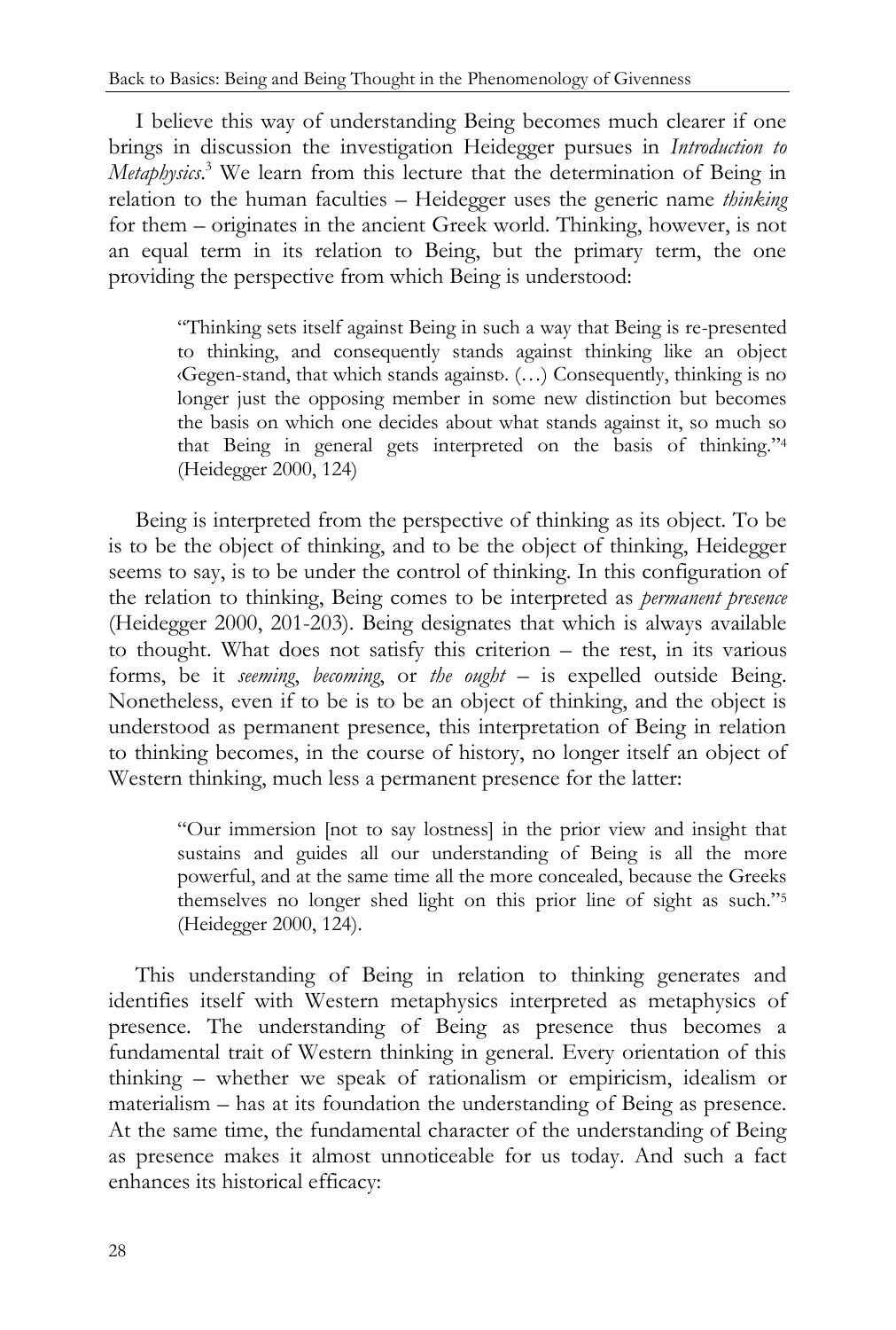I believe this way of understanding Being becomes much clearer if one brings in discussion the investigation Heidegger pursues in *Introduction to Metaphysics*.[3] We learn from this lecture that the determination of Being in relation to the human faculties – Heidegger uses the generic name *thinking* for them – originates in the ancient Greek world. Thinking, however, is not an equal term in its relation to Being, but the primary term, the one providing the perspective from which Being is understood:

> "Thinking sets itself against Being in such a way that Being is re-presented to thinking, and consequently stands against thinking like an object ‹Gegen-stand, that which stands against›. (…) Consequently, thinking is no longer just the opposing member in some new distinction but becomes the basis on which one decides about what stands against it, so much so that Being in general gets interpreted on the basis of thinking."[4] (Heidegger 2000, 124)

Being is interpreted from the perspective of thinking as its object. To be is to be the object of thinking, and to be the object of thinking, Heidegger seems to say, is to be under the control of thinking. In this configuration of the relation to thinking, Being comes to be interpreted as *permanent presence* (Heidegger 2000, 201-203). Being designates that which is always available to thought. What does not satisfy this criterion – the rest, in its various forms, be it *seeming*, *becoming*, or *the ought* – is expelled outside Being. Nonetheless, even if to be is to be an object of thinking, and the object is understood as permanent presence, this interpretation of Being in relation to thinking becomes, in the course of history, no longer itself an object of Western thinking, much less a permanent presence for the latter:

> "Our immersion [not to say lostness] in the prior view and insight that sustains and guides all our understanding of Being is all the more powerful, and at the same time all the more concealed, because the Greeks themselves no longer shed light on this prior line of sight as such."[5] (Heidegger 2000, 124).

This understanding of Being in relation to thinking generates and identifies itself with Western metaphysics interpreted as metaphysics of presence. The understanding of Being as presence thus becomes a fundamental trait of Western thinking in general. Every orientation of this thinking – whether we speak of rationalism or empiricism, idealism or materialism – has at its foundation the understanding of Being as presence. At the same time, the fundamental character of the understanding of Being as presence makes it almost unnoticeable for us today. And such a fact enhances its historical efficacy: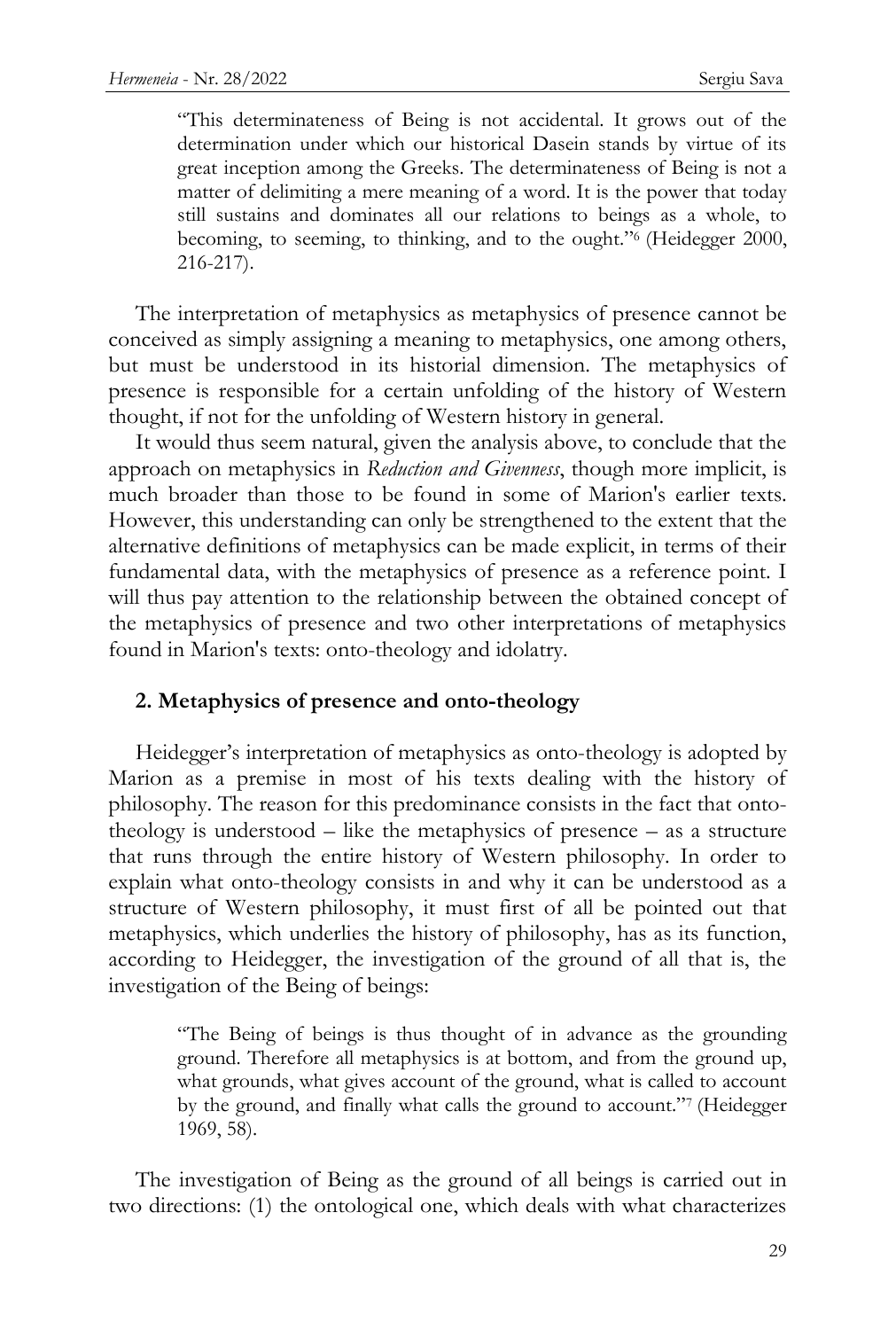> "This determinateness of Being is not accidental. It grows out of the determination under which our historical Dasein stands by virtue of its great inception among the Greeks. The determinateness of Being is not a matter of delimiting a mere meaning of a word. It is the power that today still sustains and dominates all our relations to beings as a whole, to becoming, to seeming, to thinking, and to the ought."[6] (Heidegger 2000, 216-217).

The interpretation of metaphysics as metaphysics of presence cannot be conceived as simply assigning a meaning to metaphysics, one among others, but must be understood in its historial dimension. The metaphysics of presence is responsible for a certain unfolding of the history of Western thought, if not for the unfolding of Western history in general.

It would thus seem natural, given the analysis above, to conclude that the approach on metaphysics in *Reduction and Givenness*, though more implicit, is much broader than those to be found in some of Marion's earlier texts. However, this understanding can only be strengthened to the extent that the alternative definitions of metaphysics can be made explicit, in terms of their fundamental data, with the metaphysics of presence as a reference point. I will thus pay attention to the relationship between the obtained concept of the metaphysics of presence and two other interpretations of metaphysics found in Marion's texts: onto-theology and idolatry.

## 2. Metaphysics of presence and onto-theology

Heidegger's interpretation of metaphysics as onto-theology is adopted by Marion as a premise in most of his texts dealing with the history of philosophy. The reason for this predominance consists in the fact that onto-theology is understood – like the metaphysics of presence – as a structure that runs through the entire history of Western philosophy. In order to explain what onto-theology consists in and why it can be understood as a structure of Western philosophy, it must first of all be pointed out that metaphysics, which underlies the history of philosophy, has as its function, according to Heidegger, the investigation of the ground of all that is, the investigation of the Being of beings:

> "The Being of beings is thus thought of in advance as the grounding ground. Therefore all metaphysics is at bottom, and from the ground up, what grounds, what gives account of the ground, what is called to account by the ground, and finally what calls the ground to account."[7] (Heidegger 1969, 58).

The investigation of Being as the ground of all beings is carried out in two directions: (1) the ontological one, which deals with what characterizes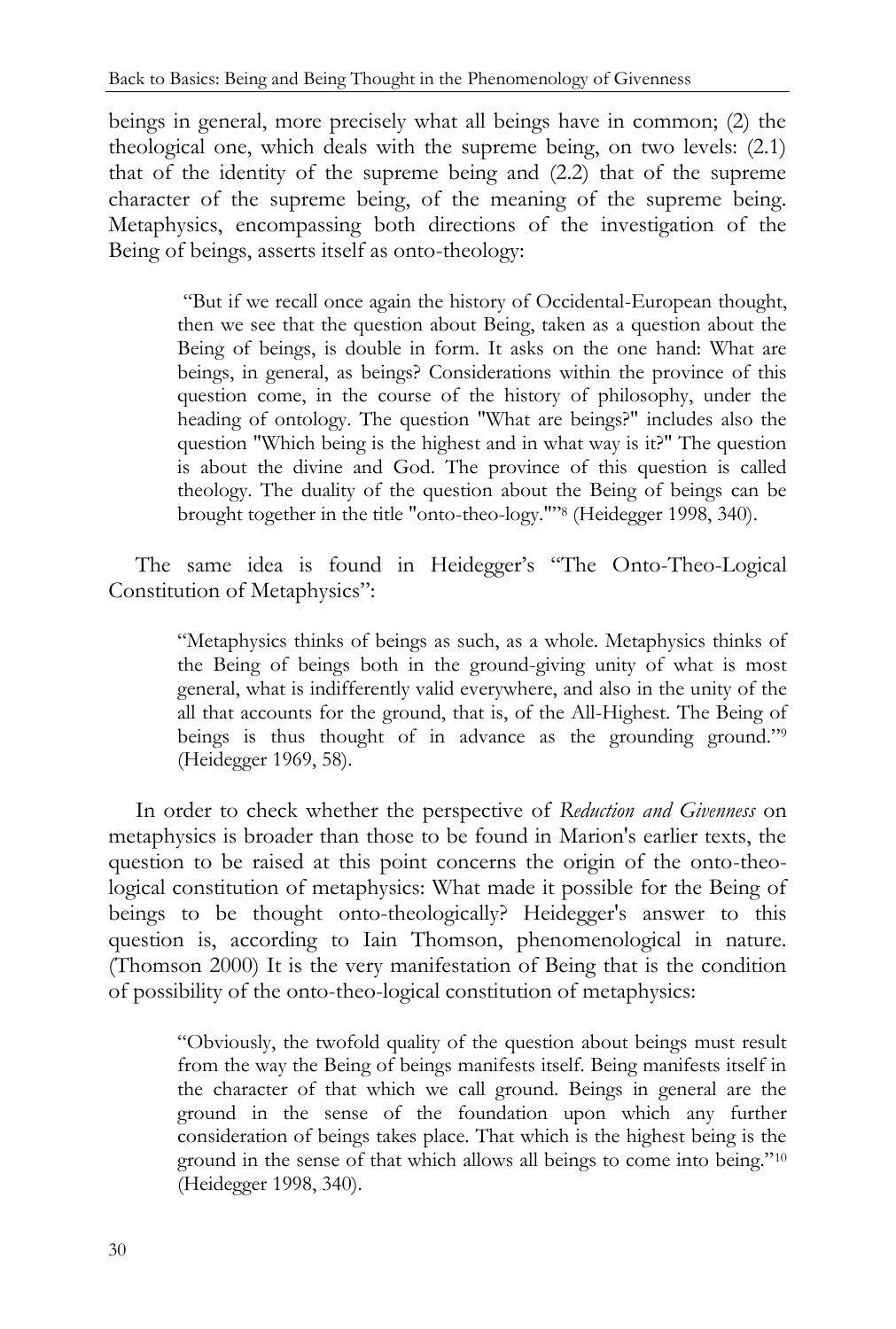beings in general, more precisely what all beings have in common; (2) the theological one, which deals with the supreme being, on two levels: (2.1) that of the identity of the supreme being and (2.2) that of the supreme character of the supreme being, of the meaning of the supreme being. Metaphysics, encompassing both directions of the investigation of the Being of beings, asserts itself as onto-theology:

> "But if we recall once again the history of Occidental-European thought, then we see that the question about Being, taken as a question about the Being of beings, is double in form. It asks on the one hand: What are beings, in general, as beings? Considerations within the province of this question come, in the course of the history of philosophy, under the heading of ontology. The question "What are beings?" includes also the question "Which being is the highest and in what way is it?" The question is about the divine and God. The province of this question is called theology. The duality of the question about the Being of beings can be brought together in the title "onto-theo-logy.""[8] (Heidegger 1998, 340).

The same idea is found in Heidegger's "The Onto-Theo-Logical Constitution of Metaphysics":

> "Metaphysics thinks of beings as such, as a whole. Metaphysics thinks of the Being of beings both in the ground-giving unity of what is most general, what is indifferently valid everywhere, and also in the unity of the all that accounts for the ground, that is, of the All-Highest. The Being of beings is thus thought of in advance as the grounding ground."[9] (Heidegger 1969, 58).

In order to check whether the perspective of *Reduction and Givenness* on metaphysics is broader than those to be found in Marion's earlier texts, the question to be raised at this point concerns the origin of the onto-theo-logical constitution of metaphysics: What made it possible for the Being of beings to be thought onto-theologically? Heidegger's answer to this question is, according to Iain Thomson, phenomenological in nature. (Thomson 2000) It is the very manifestation of Being that is the condition of possibility of the onto-theo-logical constitution of metaphysics:

> "Obviously, the twofold quality of the question about beings must result from the way the Being of beings manifests itself. Being manifests itself in the character of that which we call ground. Beings in general are the ground in the sense of the foundation upon which any further consideration of beings takes place. That which is the highest being is the ground in the sense of that which allows all beings to come into being."[10] (Heidegger 1998, 340).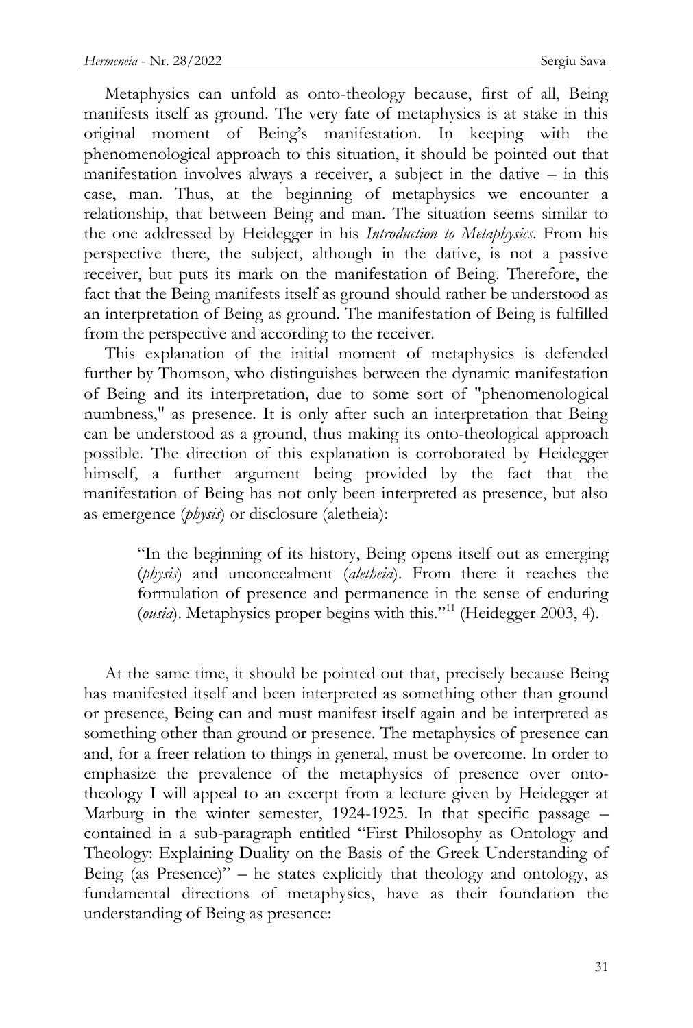Metaphysics can unfold as onto-theology because, first of all, Being manifests itself as ground. The very fate of metaphysics is at stake in this original moment of Being's manifestation. In keeping with the phenomenological approach to this situation, it should be pointed out that manifestation involves always a receiver, a subject in the dative – in this case, man. Thus, at the beginning of metaphysics we encounter a relationship, that between Being and man. The situation seems similar to the one addressed by Heidegger in his *Introduction to Metaphysics*. From his perspective there, the subject, although in the dative, is not a passive receiver, but puts its mark on the manifestation of Being. Therefore, the fact that the Being manifests itself as ground should rather be understood as an interpretation of Being as ground. The manifestation of Being is fulfilled from the perspective and according to the receiver.

This explanation of the initial moment of metaphysics is defended further by Thomson, who distinguishes between the dynamic manifestation of Being and its interpretation, due to some sort of "phenomenological numbness," as presence. It is only after such an interpretation that Being can be understood as a ground, thus making its onto-theological approach possible. The direction of this explanation is corroborated by Heidegger himself, a further argument being provided by the fact that the manifestation of Being has not only been interpreted as presence, but also as emergence (*physis*) or disclosure (aletheia):

> "In the beginning of its history, Being opens itself out as emerging (*physis*) and unconcealment (*aletheia*). From there it reaches the formulation of presence and permanence in the sense of enduring (*ousia*). Metaphysics proper begins with this."[11] (Heidegger 2003, 4).

At the same time, it should be pointed out that, precisely because Being has manifested itself and been interpreted as something other than ground or presence, Being can and must manifest itself again and be interpreted as something other than ground or presence. The metaphysics of presence can and, for a freer relation to things in general, must be overcome. In order to emphasize the prevalence of the metaphysics of presence over onto-theology I will appeal to an excerpt from a lecture given by Heidegger at Marburg in the winter semester, 1924-1925. In that specific passage – contained in a sub-paragraph entitled "First Philosophy as Ontology and Theology: Explaining Duality on the Basis of the Greek Understanding of Being (as Presence)" – he states explicitly that theology and ontology, as fundamental directions of metaphysics, have as their foundation the understanding of Being as presence: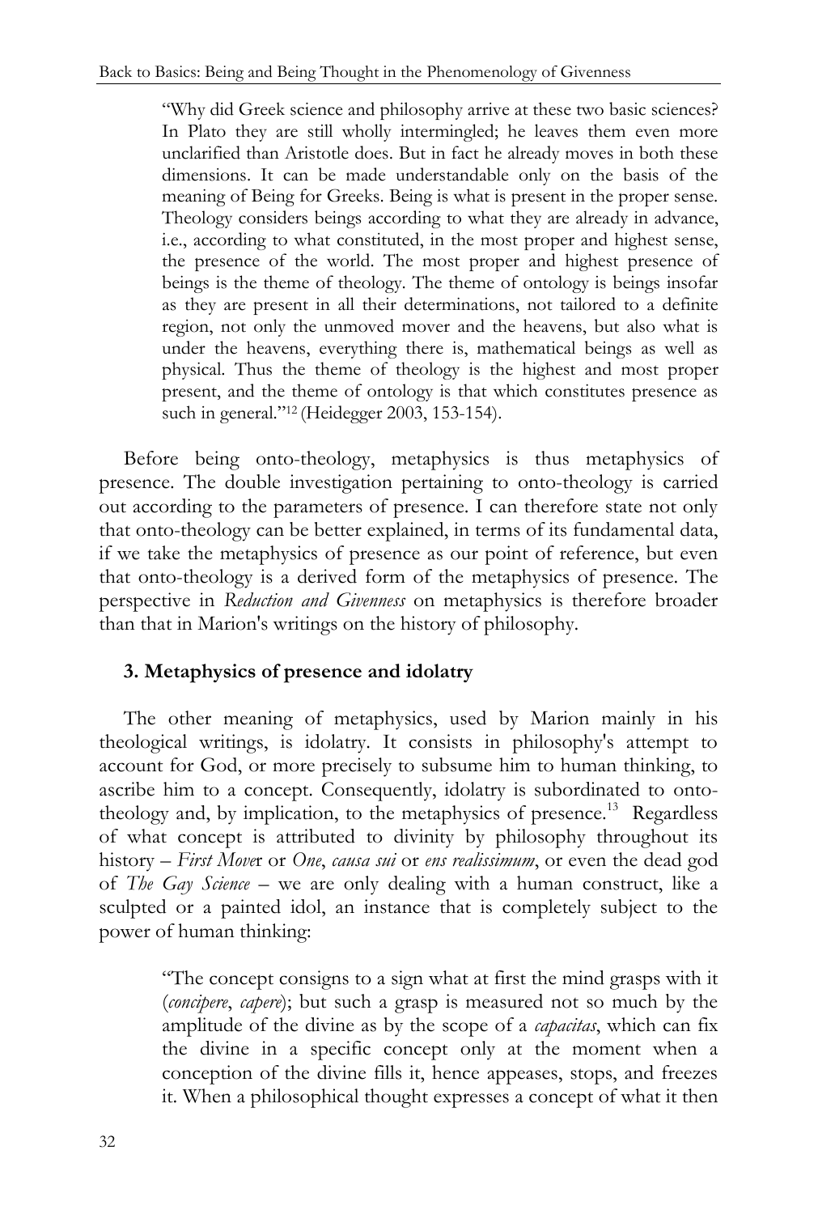> "Why did Greek science and philosophy arrive at these two basic sciences? In Plato they are still wholly intermingled; he leaves them even more unclarified than Aristotle does. But in fact he already moves in both these dimensions. It can be made understandable only on the basis of the meaning of Being for Greeks. Being is what is present in the proper sense. Theology considers beings according to what they are already in advance, i.e., according to what constituted, in the most proper and highest sense, the presence of the world. The most proper and highest presence of beings is the theme of theology. The theme of ontology is beings insofar as they are present in all their determinations, not tailored to a definite region, not only the unmoved mover and the heavens, but also what is under the heavens, everything there is, mathematical beings as well as physical. Thus the theme of theology is the highest and most proper present, and the theme of ontology is that which constitutes presence as such in general."[12] (Heidegger 2003, 153-154).

Before being onto-theology, metaphysics is thus metaphysics of presence. The double investigation pertaining to onto-theology is carried out according to the parameters of presence. I can therefore state not only that onto-theology can be better explained, in terms of its fundamental data, if we take the metaphysics of presence as our point of reference, but even that onto-theology is a derived form of the metaphysics of presence. The perspective in *Reduction and Givenness* on metaphysics is therefore broader than that in Marion's writings on the history of philosophy.

### 3. Metaphysics of presence and idolatry

The other meaning of metaphysics, used by Marion mainly in his theological writings, is idolatry. It consists in philosophy's attempt to account for God, or more precisely to subsume him to human thinking, to ascribe him to a concept. Consequently, idolatry is subordinated to onto-theology and, by implication, to the metaphysics of presence.[13] Regardless of what concept is attributed to divinity by philosophy throughout its history – *First Mover* or *One*, *causa sui* or *ens realissimum*, or even the dead god of *The Gay Science* – we are only dealing with a human construct, like a sculpted or a painted idol, an instance that is completely subject to the power of human thinking:

> "The concept consigns to a sign what at first the mind grasps with it (*concipere*, *capere*); but such a grasp is measured not so much by the amplitude of the divine as by the scope of a *capacitas*, which can fix the divine in a specific concept only at the moment when a conception of the divine fills it, hence appeases, stops, and freezes it. When a philosophical thought expresses a concept of what it then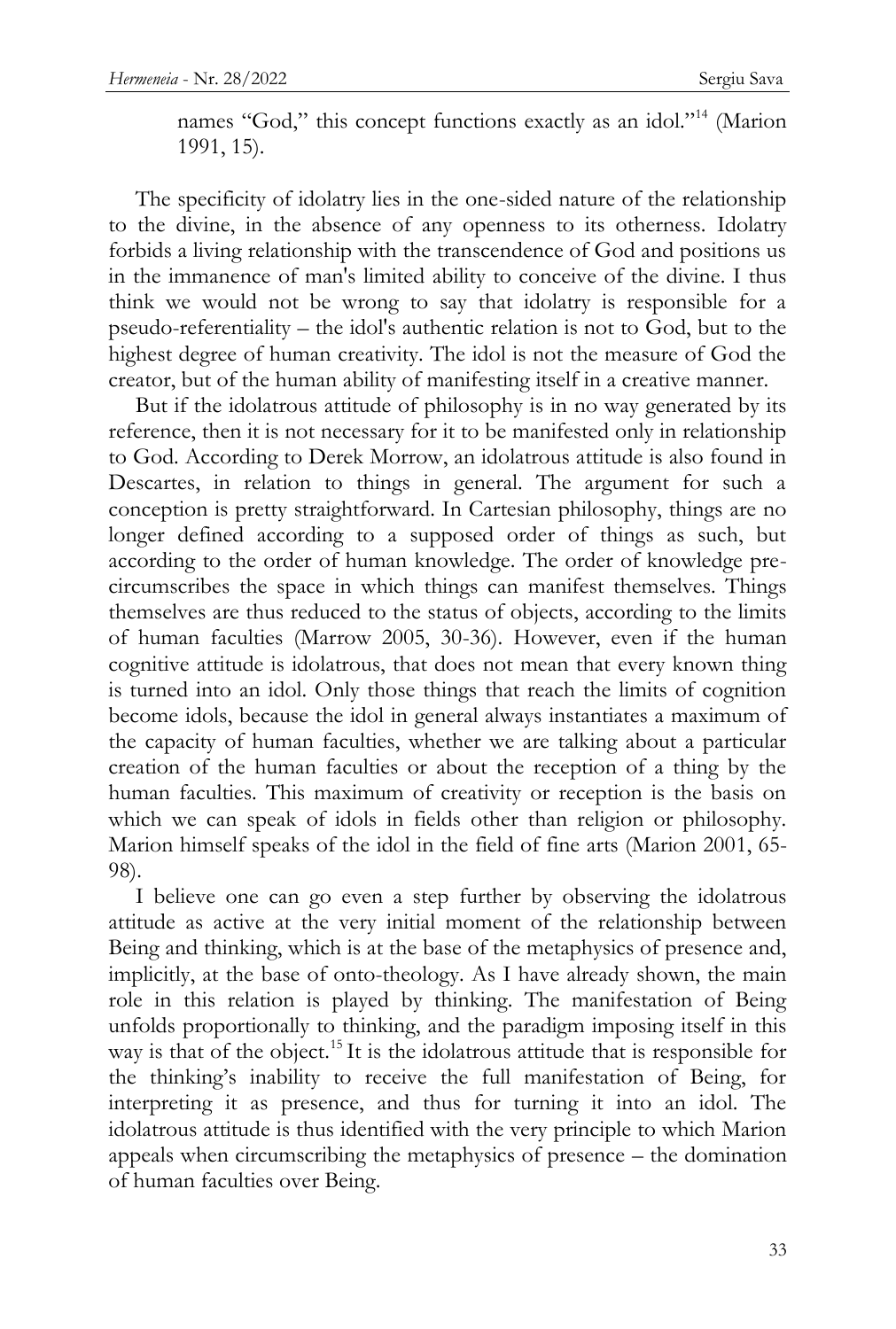names "God," this concept functions exactly as an idol."[14] (Marion 1991, 15).

The specificity of idolatry lies in the one-sided nature of the relationship to the divine, in the absence of any openness to its otherness. Idolatry forbids a living relationship with the transcendence of God and positions us in the immanence of man's limited ability to conceive of the divine. I thus think we would not be wrong to say that idolatry is responsible for a pseudo-referentiality – the idol's authentic relation is not to God, but to the highest degree of human creativity. The idol is not the measure of God the creator, but of the human ability of manifesting itself in a creative manner.

But if the idolatrous attitude of philosophy is in no way generated by its reference, then it is not necessary for it to be manifested only in relationship to God. According to Derek Morrow, an idolatrous attitude is also found in Descartes, in relation to things in general. The argument for such a conception is pretty straightforward. In Cartesian philosophy, things are no longer defined according to a supposed order of things as such, but according to the order of human knowledge. The order of knowledge pre-circumscribes the space in which things can manifest themselves. Things themselves are thus reduced to the status of objects, according to the limits of human faculties (Marrow 2005, 30-36). However, even if the human cognitive attitude is idolatrous, that does not mean that every known thing is turned into an idol. Only those things that reach the limits of cognition become idols, because the idol in general always instantiates a maximum of the capacity of human faculties, whether we are talking about a particular creation of the human faculties or about the reception of a thing by the human faculties. This maximum of creativity or reception is the basis on which we can speak of idols in fields other than religion or philosophy. Marion himself speaks of the idol in the field of fine arts (Marion 2001, 65-98).

I believe one can go even a step further by observing the idolatrous attitude as active at the very initial moment of the relationship between Being and thinking, which is at the base of the metaphysics of presence and, implicitly, at the base of onto-theology. As I have already shown, the main role in this relation is played by thinking. The manifestation of Being unfolds proportionally to thinking, and the paradigm imposing itself in this way is that of the object.[15] It is the idolatrous attitude that is responsible for the thinking's inability to receive the full manifestation of Being, for interpreting it as presence, and thus for turning it into an idol. The idolatrous attitude is thus identified with the very principle to which Marion appeals when circumscribing the metaphysics of presence – the domination of human faculties over Being.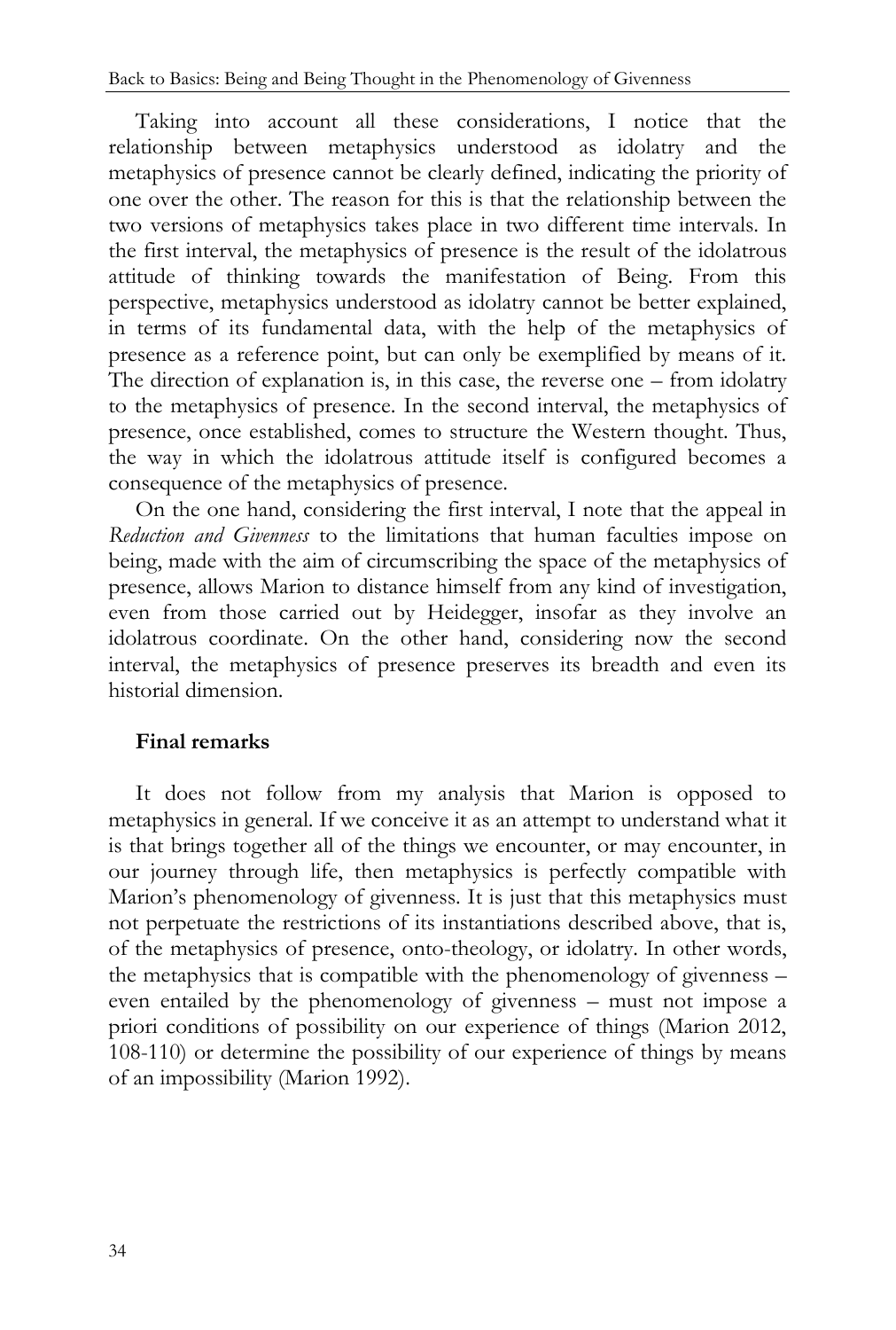Taking into account all these considerations, I notice that the relationship between metaphysics understood as idolatry and the metaphysics of presence cannot be clearly defined, indicating the priority of one over the other. The reason for this is that the relationship between the two versions of metaphysics takes place in two different time intervals. In the first interval, the metaphysics of presence is the result of the idolatrous attitude of thinking towards the manifestation of Being. From this perspective, metaphysics understood as idolatry cannot be better explained, in terms of its fundamental data, with the help of the metaphysics of presence as a reference point, but can only be exemplified by means of it. The direction of explanation is, in this case, the reverse one – from idolatry to the metaphysics of presence. In the second interval, the metaphysics of presence, once established, comes to structure the Western thought. Thus, the way in which the idolatrous attitude itself is configured becomes a consequence of the metaphysics of presence.

On the one hand, considering the first interval, I note that the appeal in *Reduction and Givenness* to the limitations that human faculties impose on being, made with the aim of circumscribing the space of the metaphysics of presence, allows Marion to distance himself from any kind of investigation, even from those carried out by Heidegger, insofar as they involve an idolatrous coordinate. On the other hand, considering now the second interval, the metaphysics of presence preserves its breadth and even its historial dimension.

## Final remarks

It does not follow from my analysis that Marion is opposed to metaphysics in general. If we conceive it as an attempt to understand what it is that brings together all of the things we encounter, or may encounter, in our journey through life, then metaphysics is perfectly compatible with Marion's phenomenology of givenness. It is just that this metaphysics must not perpetuate the restrictions of its instantiations described above, that is, of the metaphysics of presence, onto-theology, or idolatry. In other words, the metaphysics that is compatible with the phenomenology of givenness – even entailed by the phenomenology of givenness – must not impose a priori conditions of possibility on our experience of things (Marion 2012, 108-110) or determine the possibility of our experience of things by means of an impossibility (Marion 1992).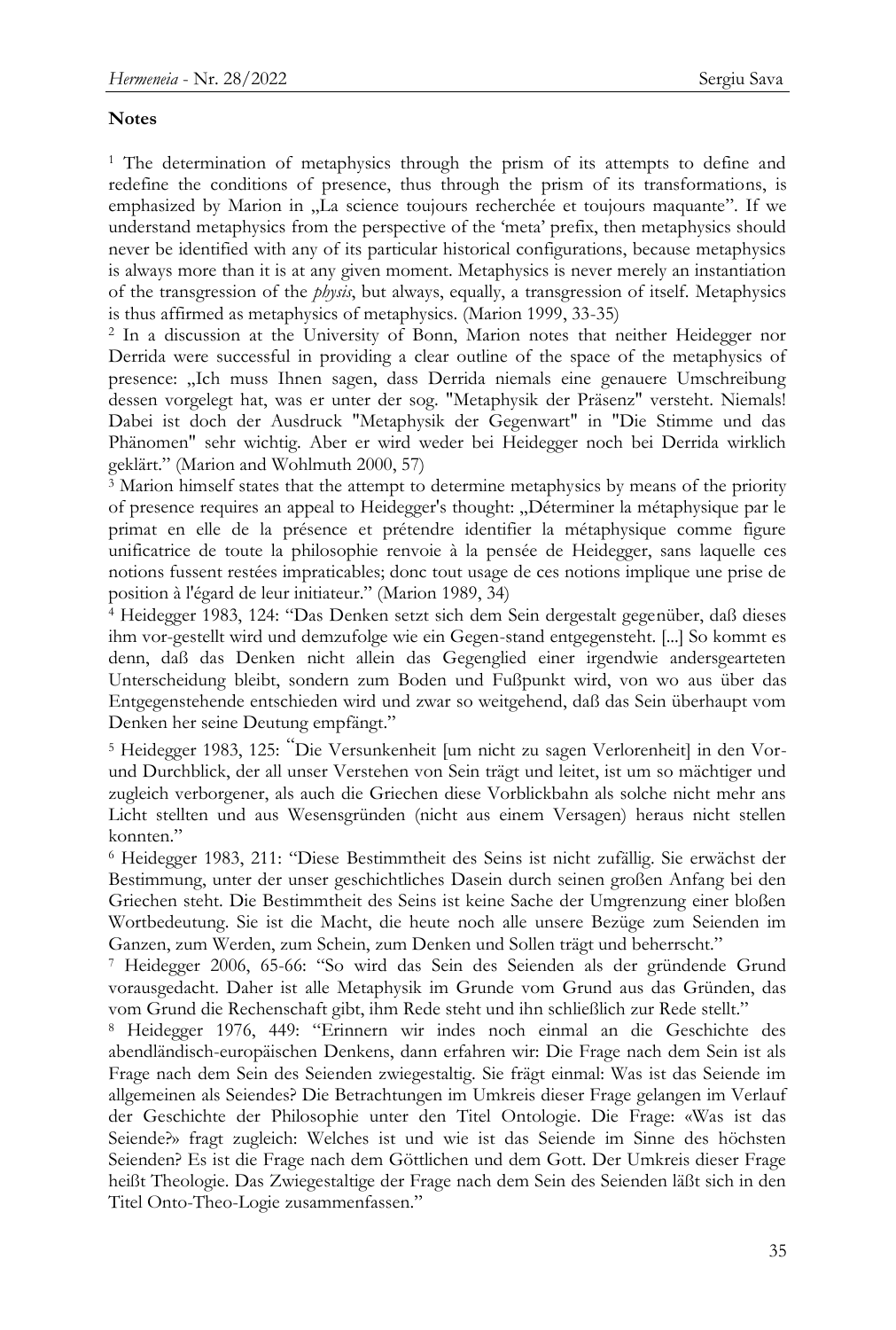**Notes**

[1] The determination of metaphysics through the prism of its attempts to define and redefine the conditions of presence, thus through the prism of its transformations, is emphasized by Marion in „La science toujours recherchée et toujours maquante". If we understand metaphysics from the perspective of the 'meta' prefix, then metaphysics should never be identified with any of its particular historical configurations, because metaphysics is always more than it is at any given moment. Metaphysics is never merely an instantiation of the transgression of the *physis*, but always, equally, a transgression of itself. Metaphysics is thus affirmed as metaphysics of metaphysics. (Marion 1999, 33-35)

[2] In a discussion at the University of Bonn, Marion notes that neither Heidegger nor Derrida were successful in providing a clear outline of the space of the metaphysics of presence: „Ich muss Ihnen sagen, dass Derrida niemals eine genauere Umschreibung dessen vorgelegt hat, was er unter der sog. "Metaphysik der Präsenz" versteht. Niemals! Dabei ist doch der Ausdruck "Metaphysik der Gegenwart" in "Die Stimme und das Phänomen" sehr wichtig. Aber er wird weder bei Heidegger noch bei Derrida wirklich geklärt." (Marion and Wohlmuth 2000, 57)

[3] Marion himself states that the attempt to determine metaphysics by means of the priority of presence requires an appeal to Heidegger's thought: „Déterminer la métaphysique par le primat en elle de la présence et prétendre identifier la métaphysique comme figure unificatrice de toute la philosophie renvoie à la pensée de Heidegger, sans laquelle ces notions fussent restées impraticables; donc tout usage de ces notions implique une prise de position à l'égard de leur initiateur." (Marion 1989, 34)

[4] Heidegger 1983, 124: "Das Denken setzt sich dem Sein dergestalt gegenüber, daß dieses ihm vor-gestellt wird und demzufolge wie ein Gegen-stand entgegensteht. [...] So kommt es denn, daß das Denken nicht allein das Gegenglied einer irgendwie andersgearteten Unterscheidung bleibt, sondern zum Boden und Fußpunkt wird, von wo aus über das Entgegenstehende entschieden wird und zwar so weitgehend, daß das Sein überhaupt vom Denken her seine Deutung empfängt."

[5] Heidegger 1983, 125: "Die Versunkenheit [um nicht zu sagen Verlorenheit] in den Vor- und Durchblick, der all unser Verstehen von Sein trägt und leitet, ist um so mächtiger und zugleich verborgener, als auch die Griechen diese Vorblickbahn als solche nicht mehr ans Licht stellten und aus Wesensgründen (nicht aus einem Versagen) heraus nicht stellen konnten."

[6] Heidegger 1983, 211: "Diese Bestimmtheit des Seins ist nicht zufällig. Sie erwächst der Bestimmung, unter der unser geschichtliches Dasein durch seinen großen Anfang bei den Griechen steht. Die Bestimmtheit des Seins ist keine Sache der Umgrenzung einer bloßen Wortbedeutung. Sie ist die Macht, die heute noch alle unsere Bezüge zum Seienden im Ganzen, zum Werden, zum Schein, zum Denken und Sollen trägt und beherrscht."

[7] Heidegger 2006, 65-66: "So wird das Sein des Seienden als der gründende Grund vorausgedacht. Daher ist alle Metaphysik im Grunde vom Grund aus das Gründen, das vom Grund die Rechenschaft gibt, ihm Rede steht und ihn schließlich zur Rede stellt."

[8] Heidegger 1976, 449: "Erinnern wir indes noch einmal an die Geschichte des abendländisch-europäischen Denkens, dann erfahren wir: Die Frage nach dem Sein ist als Frage nach dem Sein des Seienden zwiegestaltig. Sie frägt einmal: Was ist das Seiende im allgemeinen als Seiendes? Die Betrachtungen im Umkreis dieser Frage gelangen im Verlauf der Geschichte der Philosophie unter den Titel Ontologie. Die Frage: «Was ist das Seiende?» fragt zugleich: Welches ist und wie ist das Seiende im Sinne des höchsten Seienden? Es ist die Frage nach dem Göttlichen und dem Gott. Der Umkreis dieser Frage heißt Theologie. Das Zwiegestaltige der Frage nach dem Sein des Seienden läßt sich in den Titel Onto-Theo-Logie zusammenfassen."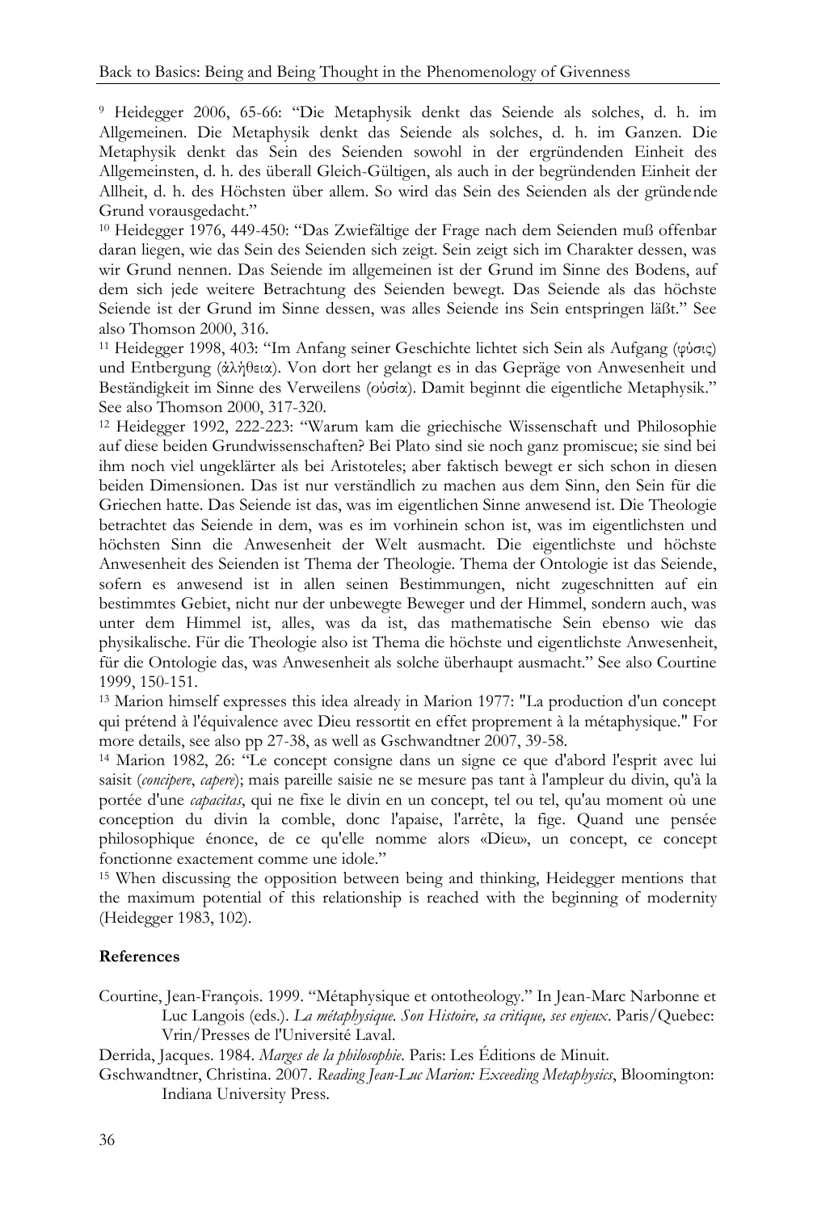[9] Heidegger 2006, 65-66: “Die Metaphysik denkt das Seiende als solches, d. h. im Allgemeinen. Die Metaphysik denkt das Seiende als solches, d. h. im Ganzen. Die Metaphysik denkt das Sein des Seienden sowohl in der ergründenden Einheit des Allgemeinsten, d. h. des überall Gleich-Gültigen, als auch in der begründenden Einheit der Allheit, d. h. des Höchsten über allem. So wird das Sein des Seienden als der gründende Grund vorausgedacht.”

[10] Heidegger 1976, 449-450: “Das Zwiefältige der Frage nach dem Seienden muß offenbar daran liegen, wie das Sein des Seienden sich zeigt. Sein zeigt sich im Charakter dessen, was wir Grund nennen. Das Seiende im allgemeinen ist der Grund im Sinne des Bodens, auf dem sich jede weitere Betrachtung des Seienden bewegt. Das Seiende als das höchste Seiende ist der Grund im Sinne dessen, was alles Seiende ins Sein entspringen läßt.” See also Thomson 2000, 316.

[11] Heidegger 1998, 403: “Im Anfang seiner Geschichte lichtet sich Sein als Aufgang (φύσις) und Entbergung (ἀλήθεια). Von dort her gelangt es in das Gepräge von Anwesenheit und Beständigkeit im Sinne des Verweilens (οὐσία). Damit beginnt die eigentliche Metaphysik.” See also Thomson 2000, 317-320.

[12] Heidegger 1992, 222-223: “Warum kam die griechische Wissenschaft und Philosophie auf diese beiden Grundwissenschaften? Bei Plato sind sie noch ganz promiscue; sie sind bei ihm noch viel ungeklärter als bei Aristoteles; aber faktisch bewegt er sich schon in diesen beiden Dimensionen. Das ist nur verständlich zu machen aus dem Sinn, den Sein für die Griechen hatte. Das Seiende ist das, was im eigentlichen Sinne anwesend ist. Die Theologie betrachtet das Seiende in dem, was es im vorhinein schon ist, was im eigentlichsten und höchsten Sinn die Anwesenheit der Welt ausmacht. Die eigentlichste und höchste Anwesenheit des Seienden ist Thema der Theologie. Thema der Ontologie ist das Seiende, sofern es anwesend ist in allen seinen Bestimmungen, nicht zugeschnitten auf ein bestimmtes Gebiet, nicht nur der unbewegte Beweger und der Himmel, sondern auch, was unter dem Himmel ist, alles, was da ist, das mathematische Sein ebenso wie das physikalische. Für die Theologie also ist Thema die höchste und eigentlichste Anwesenheit, für die Ontologie das, was Anwesenheit als solche überhaupt ausmacht.” See also Courtine 1999, 150-151.

[13] Marion himself expresses this idea already in Marion 1977: "La production d'un concept qui prétend à l'équivalence avec Dieu ressortit en effet proprement à la métaphysique." For more details, see also pp 27-38, as well as Gschwandtner 2007, 39-58.

[14] Marion 1982, 26: “Le concept consigne dans un signe ce que d'abord l'esprit avec lui saisit (*concipere*, *capere*); mais pareille saisie ne se mesure pas tant à l'ampleur du divin, qu'à la portée d'une *capacitas*, qui ne fixe le divin en un concept, tel ou tel, qu'au moment où une conception du divin la comble, donc l'apaise, l'arrête, la fige. Quand une pensée philosophique énonce, de ce qu'elle nomme alors «Dieu», un concept, ce concept fonctionne exactement comme une idole.”

[15] When discussing the opposition between being and thinking, Heidegger mentions that the maximum potential of this relationship is reached with the beginning of modernity (Heidegger 1983, 102).

## References

Courtine, Jean-François. 1999. “Métaphysique et ontotheology.” In Jean-Marc Narbonne et Luc Langois (eds.). *La métaphysique. Son Histoire, sa critique, ses enjeux*. Paris/Quebec: Vrin/Presses de l'Université Laval.

Derrida, Jacques. 1984. *Marges de la philosophie*. Paris: Les Éditions de Minuit.

Gschwandtner, Christina. 2007. *Reading Jean-Luc Marion: Exceeding Metaphysics*, Bloomington: Indiana University Press.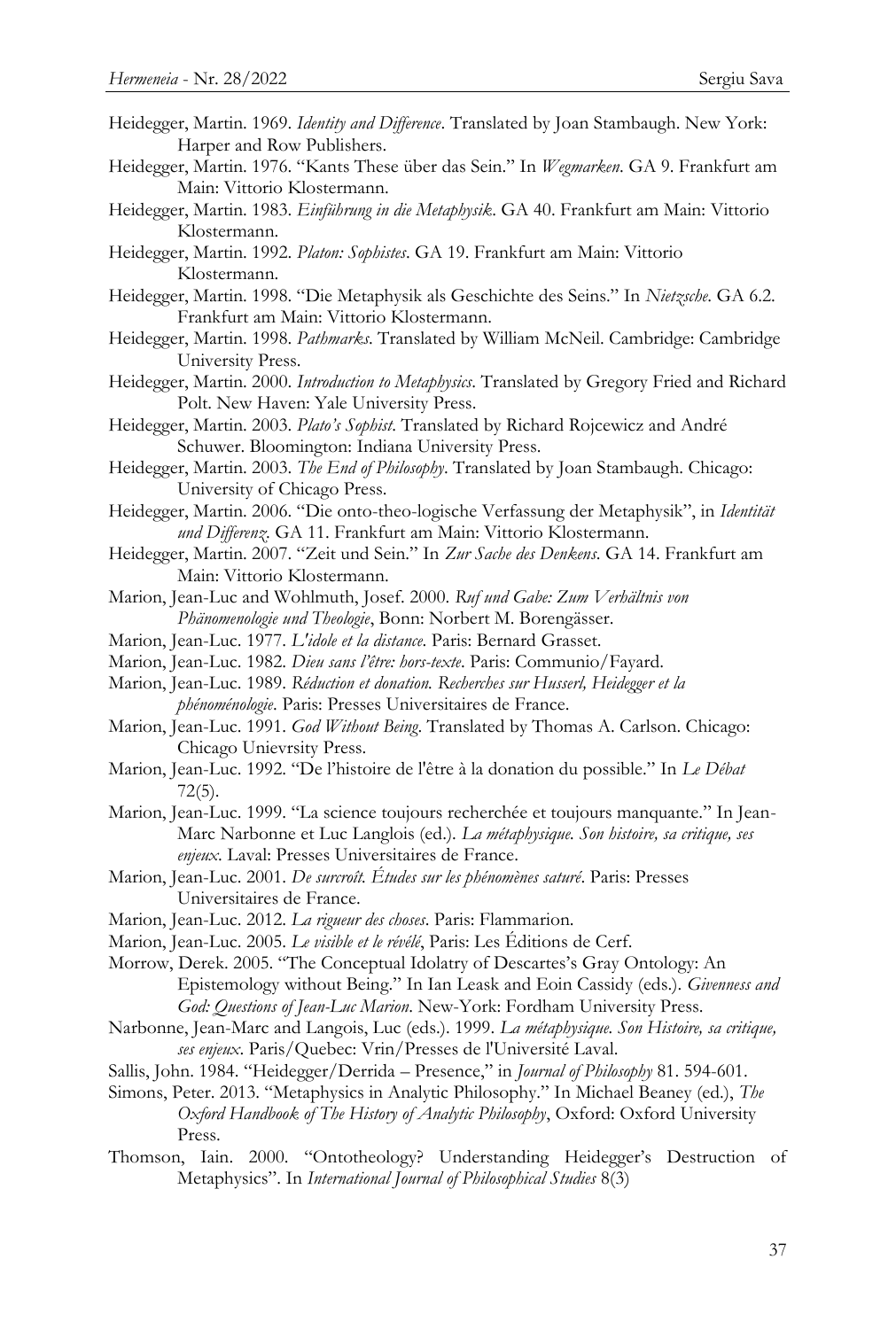Heidegger, Martin. 1969. *Identity and Difference*. Translated by Joan Stambaugh. New York: Harper and Row Publishers.

Heidegger, Martin. 1976. "Kants These über das Sein." In *Wegmarken*. GA 9. Frankfurt am Main: Vittorio Klostermann.

Heidegger, Martin. 1983. *Einführung in die Metaphysik*. GA 40. Frankfurt am Main: Vittorio Klostermann.

Heidegger, Martin. 1992. *Platon: Sophistes*. GA 19. Frankfurt am Main: Vittorio Klostermann.

Heidegger, Martin. 1998. "Die Metaphysik als Geschichte des Seins." In *Nietzsche*. GA 6.2. Frankfurt am Main: Vittorio Klostermann.

Heidegger, Martin. 1998. *Pathmarks*. Translated by William McNeil. Cambridge: Cambridge University Press.

Heidegger, Martin. 2000. *Introduction to Metaphysics*. Translated by Gregory Fried and Richard Polt. New Haven: Yale University Press.

Heidegger, Martin. 2003. *Plato's Sophist*. Translated by Richard Rojcewicz and André Schuwer. Bloomington: Indiana University Press.

Heidegger, Martin. 2003. *The End of Philosophy*. Translated by Joan Stambaugh. Chicago: University of Chicago Press.

Heidegger, Martin. 2006. "Die onto-theo-logische Verfassung der Metaphysik", in *Identität und Differenz*. GA 11. Frankfurt am Main: Vittorio Klostermann.

Heidegger, Martin. 2007. "Zeit und Sein." In *Zur Sache des Denkens*. GA 14. Frankfurt am Main: Vittorio Klostermann.

Marion, Jean-Luc and Wohlmuth, Josef. 2000. *Ruf und Gabe: Zum Verhältnis von Phänomenologie und Theologie*, Bonn: Norbert M. Borengässer.

Marion, Jean-Luc. 1977. *L'idole et la distance*. Paris: Bernard Grasset.

Marion, Jean-Luc. 1982. *Dieu sans l'être: hors-texte*. Paris: Communio/Fayard.

Marion, Jean-Luc. 1989. *Réduction et donation. Recherches sur Husserl, Heidegger et la phénoménologie*. Paris: Presses Universitaires de France.

Marion, Jean-Luc. 1991. *God Without Being*. Translated by Thomas A. Carlson. Chicago: Chicago Unievrsity Press.

Marion, Jean-Luc. 1992. "De l'histoire de l'être à la donation du possible." In *Le Débat* 72(5).

Marion, Jean-Luc. 1999. "La science toujours recherchée et toujours manquante." In Jean-Marc Narbonne et Luc Langlois (ed.). *La métaphysique. Son histoire, sa critique, ses enjeux*. Laval: Presses Universitaires de France.

Marion, Jean-Luc. 2001. *De surcroît. Études sur les phénomènes saturé*. Paris: Presses Universitaires de France.

Marion, Jean-Luc. 2012. *La rigueur des choses*. Paris: Flammarion.

Marion, Jean-Luc. 2005. *Le visible et le révélé*, Paris: Les Éditions de Cerf.

Morrow, Derek. 2005. "The Conceptual Idolatry of Descartes's Gray Ontology: An Epistemology without Being." In Ian Leask and Eoin Cassidy (eds.). *Givenness and God: Questions of Jean-Luc Marion*. New-York: Fordham University Press.

Narbonne, Jean-Marc and Langois, Luc (eds.). 1999. *La métaphysique. Son Histoire, sa critique, ses enjeux*. Paris/Quebec: Vrin/Presses de l'Université Laval.

Sallis, John. 1984. "Heidegger/Derrida – Presence," in *Journal of Philosophy* 81. 594-601.

Simons, Peter. 2013. "Metaphysics in Analytic Philosophy." In Michael Beaney (ed.), *The Oxford Handbook of The History of Analytic Philosophy*, Oxford: Oxford University Press.

Thomson, Iain. 2000. "Ontotheology? Understanding Heidegger's Destruction of Metaphysics". In *International Journal of Philosophical Studies* 8(3)